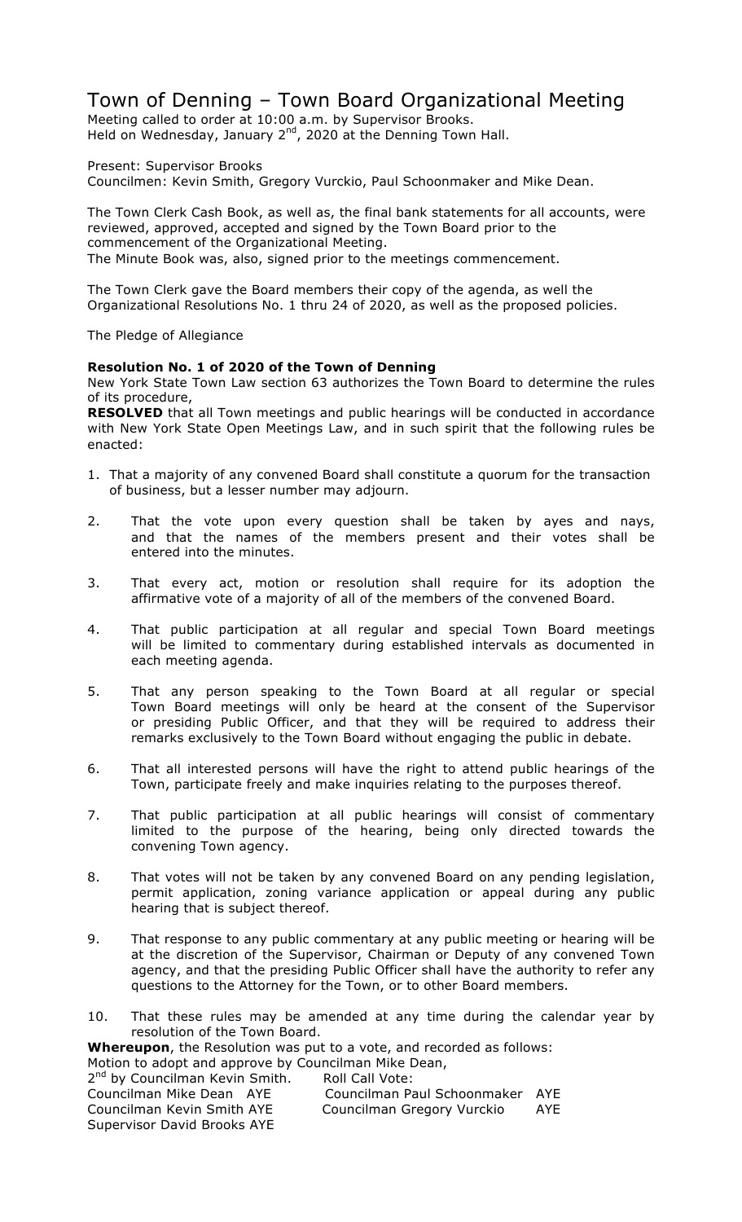# Town of Denning – Town Board Organizational Meeting

Meeting called to order at 10:00 a.m. by Supervisor Brooks.
Held on Wednesday, January 2nd, 2020 at the Denning Town Hall.

Present: Supervisor Brooks
Councilmen: Kevin Smith, Gregory Vurckio, Paul Schoonmaker and Mike Dean.

The Town Clerk Cash Book, as well as, the final bank statements for all accounts, were reviewed, approved, accepted and signed by the Town Board prior to the commencement of the Organizational Meeting.
The Minute Book was, also, signed prior to the meetings commencement.

The Town Clerk gave the Board members their copy of the agenda, as well the Organizational Resolutions No. 1 thru 24 of 2020, as well as the proposed policies.

The Pledge of Allegiance

**Resolution No. 1 of 2020 of the Town of Denning**

New York State Town Law section 63 authorizes the Town Board to determine the rules of its procedure,

**RESOLVED** that all Town meetings and public hearings will be conducted in accordance with New York State Open Meetings Law, and in such spirit that the following rules be enacted:

1. That a majority of any convened Board shall constitute a quorum for the transaction of business, but a lesser number may adjourn.
2. That the vote upon every question shall be taken by ayes and nays, and that the names of the members present and their votes shall be entered into the minutes.
3. That every act, motion or resolution shall require for its adoption the affirmative vote of a majority of all of the members of the convened Board.
4. That public participation at all regular and special Town Board meetings will be limited to commentary during established intervals as documented in each meeting agenda.
5. That any person speaking to the Town Board at all regular or special Town Board meetings will only be heard at the consent of the Supervisor or presiding Public Officer, and that they will be required to address their remarks exclusively to the Town Board without engaging the public in debate.
6. That all interested persons will have the right to attend public hearings of the Town, participate freely and make inquiries relating to the purposes thereof.
7. That public participation at all public hearings will consist of commentary limited to the purpose of the hearing, being only directed towards the convening Town agency.
8. That votes will not be taken by any convened Board on any pending legislation, permit application, zoning variance application or appeal during any public hearing that is subject thereof.
9. That response to any public commentary at any public meeting or hearing will be at the discretion of the Supervisor, Chairman or Deputy of any convened Town agency, and that the presiding Public Officer shall have the authority to refer any questions to the Attorney for the Town, or to other Board members.
10. That these rules may be amended at any time during the calendar year by resolution of the Town Board.

**Whereupon**, the Resolution was put to a vote, and recorded as follows:
Motion to adopt and approve by Councilman Mike Dean,
2nd by Councilman Kevin Smith. Roll Call Vote:
Councilman Mike Dean AYE Councilman Paul Schoonmaker AYE
Councilman Kevin Smith AYE Councilman Gregory Vurckio AYE
Supervisor David Brooks AYE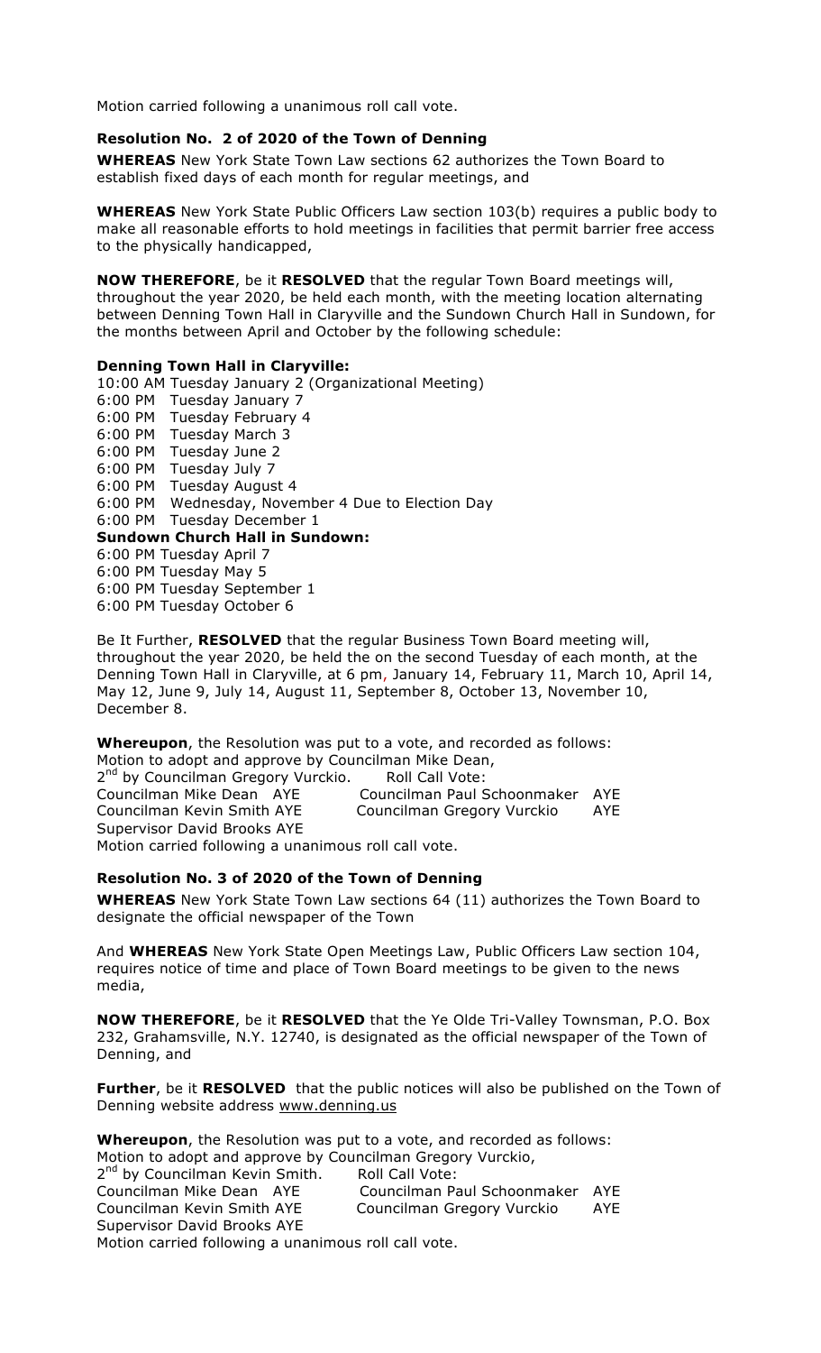Motion carried following a unanimous roll call vote.

### Resolution No. 2 of 2020 of the Town of Denning

**WHEREAS** New York State Town Law sections 62 authorizes the Town Board to establish fixed days of each month for regular meetings, and

**WHEREAS** New York State Public Officers Law section 103(b) requires a public body to make all reasonable efforts to hold meetings in facilities that permit barrier free access to the physically handicapped,

**NOW THEREFORE**, be it **RESOLVED** that the regular Town Board meetings will, throughout the year 2020, be held each month, with the meeting location alternating between Denning Town Hall in Claryville and the Sundown Church Hall in Sundown, for the months between April and October by the following schedule:

**Denning Town Hall in Claryville:**

10:00 AM Tuesday January 2 (Organizational Meeting)
6:00 PM Tuesday January 7
6:00 PM Tuesday February 4
6:00 PM Tuesday March 3
6:00 PM Tuesday June 2
6:00 PM Tuesday July 7
6:00 PM Tuesday August 4
6:00 PM Wednesday, November 4 Due to Election Day
6:00 PM Tuesday December 1

**Sundown Church Hall in Sundown:**

6:00 PM Tuesday April 7
6:00 PM Tuesday May 5
6:00 PM Tuesday September 1
6:00 PM Tuesday October 6

Be It Further, **RESOLVED** that the regular Business Town Board meeting will, throughout the year 2020, be held the on the second Tuesday of each month, at the Denning Town Hall in Claryville, at 6 pm, January 14, February 11, March 10, April 14, May 12, June 9, July 14, August 11, September 8, October 13, November 10, December 8.

**Whereupon**, the Resolution was put to a vote, and recorded as follows:
Motion to adopt and approve by Councilman Mike Dean,
2nd by Councilman Gregory Vurckio. Roll Call Vote:

Councilman Mike Dean AYE Councilman Paul Schoonmaker AYE
Councilman Kevin Smith AYE Councilman Gregory Vurckio AYE
Supervisor David Brooks AYE

Motion carried following a unanimous roll call vote.

### Resolution No. 3 of 2020 of the Town of Denning

**WHEREAS** New York State Town Law sections 64 (11) authorizes the Town Board to designate the official newspaper of the Town

And **WHEREAS** New York State Open Meetings Law, Public Officers Law section 104, requires notice of time and place of Town Board meetings to be given to the news media,

**NOW THEREFORE**, be it **RESOLVED** that the Ye Olde Tri-Valley Townsman, P.O. Box 232, Grahamsville, N.Y. 12740, is designated as the official newspaper of the Town of Denning, and

**Further**, be it **RESOLVED** that the public notices will also be published on the Town of Denning website address www.denning.us

**Whereupon**, the Resolution was put to a vote, and recorded as follows:
Motion to adopt and approve by Councilman Gregory Vurckio,
2nd by Councilman Kevin Smith. Roll Call Vote:

Councilman Mike Dean AYE Councilman Paul Schoonmaker AYE
Councilman Kevin Smith AYE Councilman Gregory Vurckio AYE
Supervisor David Brooks AYE

Motion carried following a unanimous roll call vote.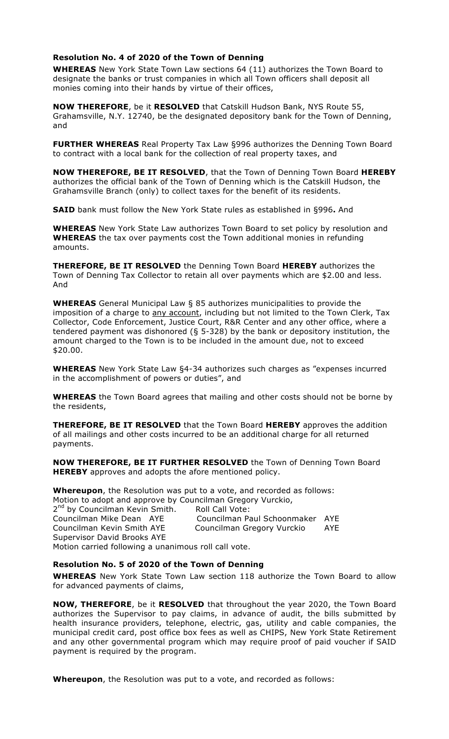### Resolution No. 4 of 2020 of the Town of Denning

**WHEREAS** New York State Town Law sections 64 (11) authorizes the Town Board to designate the banks or trust companies in which all Town officers shall deposit all monies coming into their hands by virtue of their offices,

**NOW THEREFORE**, be it **RESOLVED** that Catskill Hudson Bank, NYS Route 55, Grahamsville, N.Y. 12740, be the designated depository bank for the Town of Denning, and

**FURTHER WHEREAS** Real Property Tax Law §996 authorizes the Denning Town Board to contract with a local bank for the collection of real property taxes, and

**NOW THEREFORE, BE IT RESOLVED**, that the Town of Denning Town Board **HEREBY** authorizes the official bank of the Town of Denning which is the Catskill Hudson, the Grahamsville Branch (only) to collect taxes for the benefit of its residents.

**SAID** bank must follow the New York State rules as established in §996**.** And

**WHEREAS** New York State Law authorizes Town Board to set policy by resolution and **WHEREAS** the tax over payments cost the Town additional monies in refunding amounts.

**THEREFORE, BE IT RESOLVED** the Denning Town Board **HEREBY** authorizes the Town of Denning Tax Collector to retain all over payments which are $2.00 and less. And

**WHEREAS** General Municipal Law § 85 authorizes municipalities to provide the imposition of a charge to any account, including but not limited to the Town Clerk, Tax Collector, Code Enforcement, Justice Court, R&R Center and any other office, where a tendered payment was dishonored (§ 5-328) by the bank or depository institution, the amount charged to the Town is to be included in the amount due, not to exceed $20.00.

**WHEREAS** New York State Law §4-34 authorizes such charges as "expenses incurred in the accomplishment of powers or duties", and

**WHEREAS** the Town Board agrees that mailing and other costs should not be borne by the residents,

**THEREFORE, BE IT RESOLVED** that the Town Board **HEREBY** approves the addition of all mailings and other costs incurred to be an additional charge for all returned payments.

**NOW THEREFORE, BE IT FURTHER RESOLVED** the Town of Denning Town Board **HEREBY** approves and adopts the afore mentioned policy.

**Whereupon**, the Resolution was put to a vote, and recorded as follows:
Motion to adopt and approve by Councilman Gregory Vurckio,
2nd by Councilman Kevin Smith. Roll Call Vote:

| | |
|---|---|
| Councilman Mike Dean AYE | Councilman Paul Schoonmaker AYE |
| Councilman Kevin Smith AYE | Councilman Gregory Vurckio AYE |
| Supervisor David Brooks AYE | |

Motion carried following a unanimous roll call vote.

### Resolution No. 5 of 2020 of the Town of Denning

**WHEREAS** New York State Town Law section 118 authorize the Town Board to allow for advanced payments of claims,

**NOW, THEREFORE**, be it **RESOLVED** that throughout the year 2020, the Town Board authorizes the Supervisor to pay claims, in advance of audit, the bills submitted by health insurance providers, telephone, electric, gas, utility and cable companies, the municipal credit card, post office box fees as well as CHIPS, New York State Retirement and any other governmental program which may require proof of paid voucher if SAID payment is required by the program.

**Whereupon**, the Resolution was put to a vote, and recorded as follows: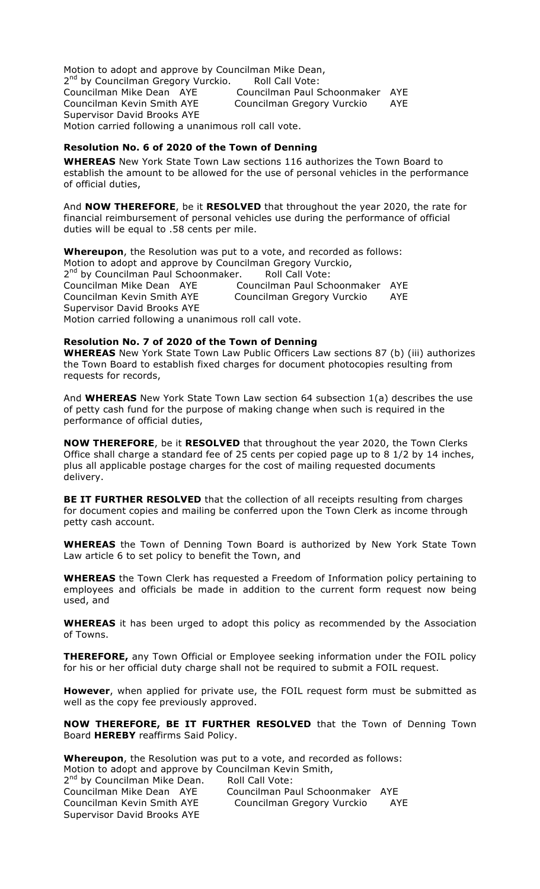Motion to adopt and approve by Councilman Mike Dean,
2nd by Councilman Gregory Vurckio. Roll Call Vote:

| | |
|---|---|
| Councilman Mike Dean AYE | Councilman Paul Schoonmaker AYE |
| Councilman Kevin Smith AYE | Councilman Gregory Vurckio AYE |
| Supervisor David Brooks AYE | |

Motion carried following a unanimous roll call vote.

### Resolution No. 6 of 2020 of the Town of Denning

**WHEREAS** New York State Town Law sections 116 authorizes the Town Board to establish the amount to be allowed for the use of personal vehicles in the performance of official duties,

And **NOW THEREFORE**, be it **RESOLVED** that throughout the year 2020, the rate for financial reimbursement of personal vehicles use during the performance of official duties will be equal to .58 cents per mile.

**Whereupon**, the Resolution was put to a vote, and recorded as follows:
Motion to adopt and approve by Councilman Gregory Vurckio,
2nd by Councilman Paul Schoonmaker. Roll Call Vote:

| | |
|---|---|
| Councilman Mike Dean AYE | Councilman Paul Schoonmaker AYE |
| Councilman Kevin Smith AYE | Councilman Gregory Vurckio AYE |
| Supervisor David Brooks AYE | |

Motion carried following a unanimous roll call vote.

### Resolution No. 7 of 2020 of the Town of Denning

**WHEREAS** New York State Town Law Public Officers Law sections 87 (b) (iii) authorizes the Town Board to establish fixed charges for document photocopies resulting from requests for records,

And **WHEREAS** New York State Town Law section 64 subsection 1(a) describes the use of petty cash fund for the purpose of making change when such is required in the performance of official duties,

**NOW THEREFORE**, be it **RESOLVED** that throughout the year 2020, the Town Clerks Office shall charge a standard fee of 25 cents per copied page up to 8 1/2 by 14 inches, plus all applicable postage charges for the cost of mailing requested documents delivery.

**BE IT FURTHER RESOLVED** that the collection of all receipts resulting from charges for document copies and mailing be conferred upon the Town Clerk as income through petty cash account.

**WHEREAS** the Town of Denning Town Board is authorized by New York State Town Law article 6 to set policy to benefit the Town, and

**WHEREAS** the Town Clerk has requested a Freedom of Information policy pertaining to employees and officials be made in addition to the current form request now being used, and

**WHEREAS** it has been urged to adopt this policy as recommended by the Association of Towns.

**THEREFORE,** any Town Official or Employee seeking information under the FOIL policy for his or her official duty charge shall not be required to submit a FOIL request.

**However**, when applied for private use, the FOIL request form must be submitted as well as the copy fee previously approved.

**NOW THEREFORE, BE IT FURTHER RESOLVED** that the Town of Denning Town Board **HEREBY** reaffirms Said Policy.

**Whereupon**, the Resolution was put to a vote, and recorded as follows:
Motion to adopt and approve by Councilman Kevin Smith,
2nd by Councilman Mike Dean. Roll Call Vote:

| | |
|---|---|
| Councilman Mike Dean AYE | Councilman Paul Schoonmaker AYE |
| Councilman Kevin Smith AYE | Councilman Gregory Vurckio AYE |
| Supervisor David Brooks AYE | |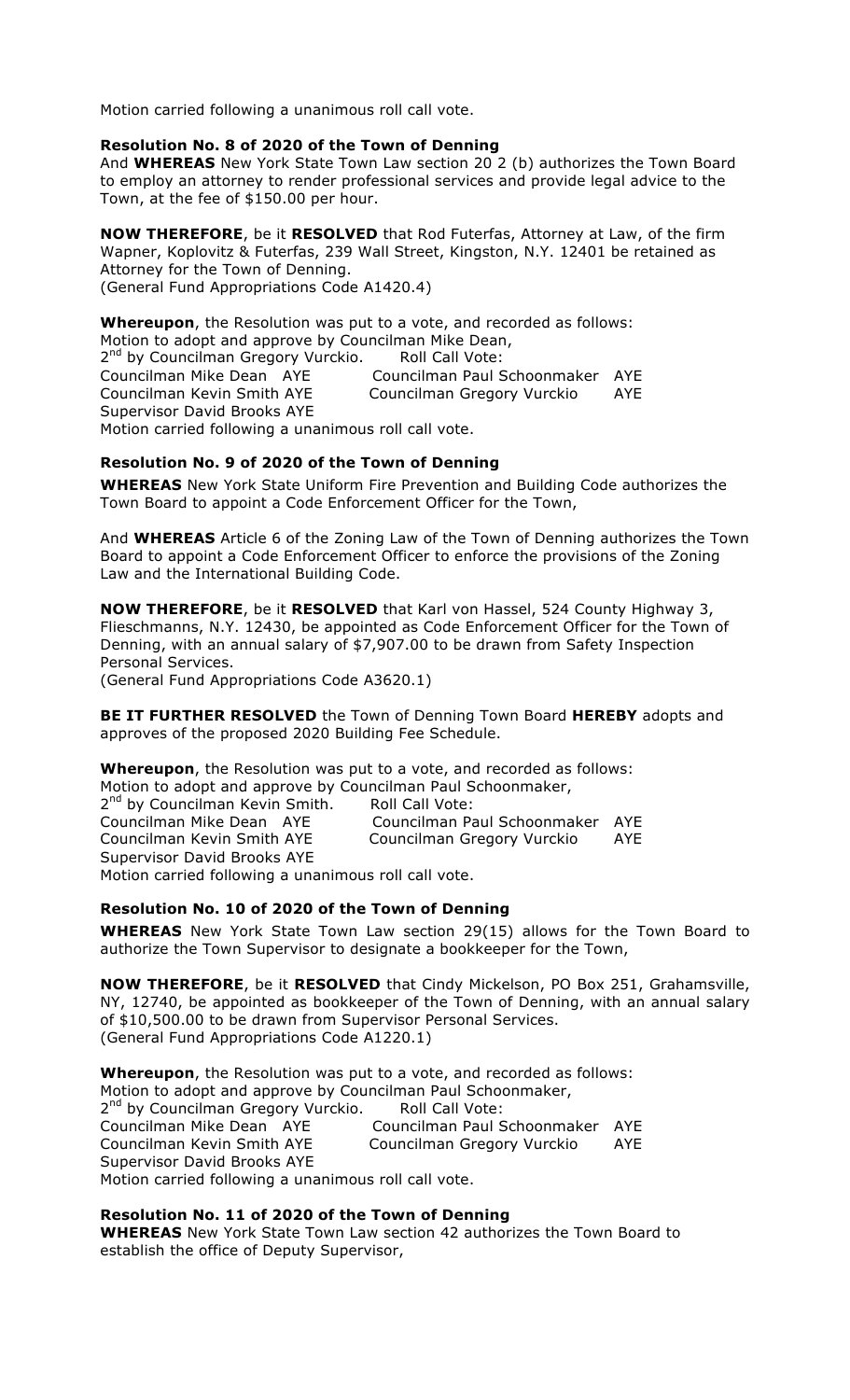Motion carried following a unanimous roll call vote.

**Resolution No. 8 of 2020 of the Town of Denning**

And **WHEREAS** New York State Town Law section 20 2 (b) authorizes the Town Board to employ an attorney to render professional services and provide legal advice to the Town, at the fee of $150.00 per hour.

**NOW THEREFORE**, be it **RESOLVED** that Rod Futerfas, Attorney at Law, of the firm Wapner, Koplovitz & Futerfas, 239 Wall Street, Kingston, N.Y. 12401 be retained as Attorney for the Town of Denning.
(General Fund Appropriations Code A1420.4)

**Whereupon**, the Resolution was put to a vote, and recorded as follows:
Motion to adopt and approve by Councilman Mike Dean,
2nd by Councilman Gregory Vurckio. Roll Call Vote:
Councilman Mike Dean AYE Councilman Paul Schoonmaker AYE
Councilman Kevin Smith AYE Councilman Gregory Vurckio AYE
Supervisor David Brooks AYE
Motion carried following a unanimous roll call vote.

**Resolution No. 9 of 2020 of the Town of Denning**

**WHEREAS** New York State Uniform Fire Prevention and Building Code authorizes the Town Board to appoint a Code Enforcement Officer for the Town,

And **WHEREAS** Article 6 of the Zoning Law of the Town of Denning authorizes the Town Board to appoint a Code Enforcement Officer to enforce the provisions of the Zoning Law and the International Building Code.

**NOW THEREFORE**, be it **RESOLVED** that Karl von Hassel, 524 County Highway 3, Flieschmanns, N.Y. 12430, be appointed as Code Enforcement Officer for the Town of Denning, with an annual salary of $7,907.00 to be drawn from Safety Inspection Personal Services.
(General Fund Appropriations Code A3620.1)

**BE IT FURTHER RESOLVED** the Town of Denning Town Board **HEREBY** adopts and approves of the proposed 2020 Building Fee Schedule.

**Whereupon**, the Resolution was put to a vote, and recorded as follows:
Motion to adopt and approve by Councilman Paul Schoonmaker,
2nd by Councilman Kevin Smith. Roll Call Vote:
Councilman Mike Dean AYE Councilman Paul Schoonmaker AYE
Councilman Kevin Smith AYE Councilman Gregory Vurckio AYE
Supervisor David Brooks AYE
Motion carried following a unanimous roll call vote.

**Resolution No. 10 of 2020 of the Town of Denning**

**WHEREAS** New York State Town Law section 29(15) allows for the Town Board to authorize the Town Supervisor to designate a bookkeeper for the Town,

**NOW THEREFORE**, be it **RESOLVED** that Cindy Mickelson, PO Box 251, Grahamsville, NY, 12740, be appointed as bookkeeper of the Town of Denning, with an annual salary of $10,500.00 to be drawn from Supervisor Personal Services.
(General Fund Appropriations Code A1220.1)

**Whereupon**, the Resolution was put to a vote, and recorded as follows:
Motion to adopt and approve by Councilman Paul Schoonmaker,
2nd by Councilman Gregory Vurckio. Roll Call Vote:
Councilman Mike Dean AYE Councilman Paul Schoonmaker AYE
Councilman Kevin Smith AYE Councilman Gregory Vurckio AYE
Supervisor David Brooks AYE
Motion carried following a unanimous roll call vote.

**Resolution No. 11 of 2020 of the Town of Denning**

**WHEREAS** New York State Town Law section 42 authorizes the Town Board to establish the office of Deputy Supervisor,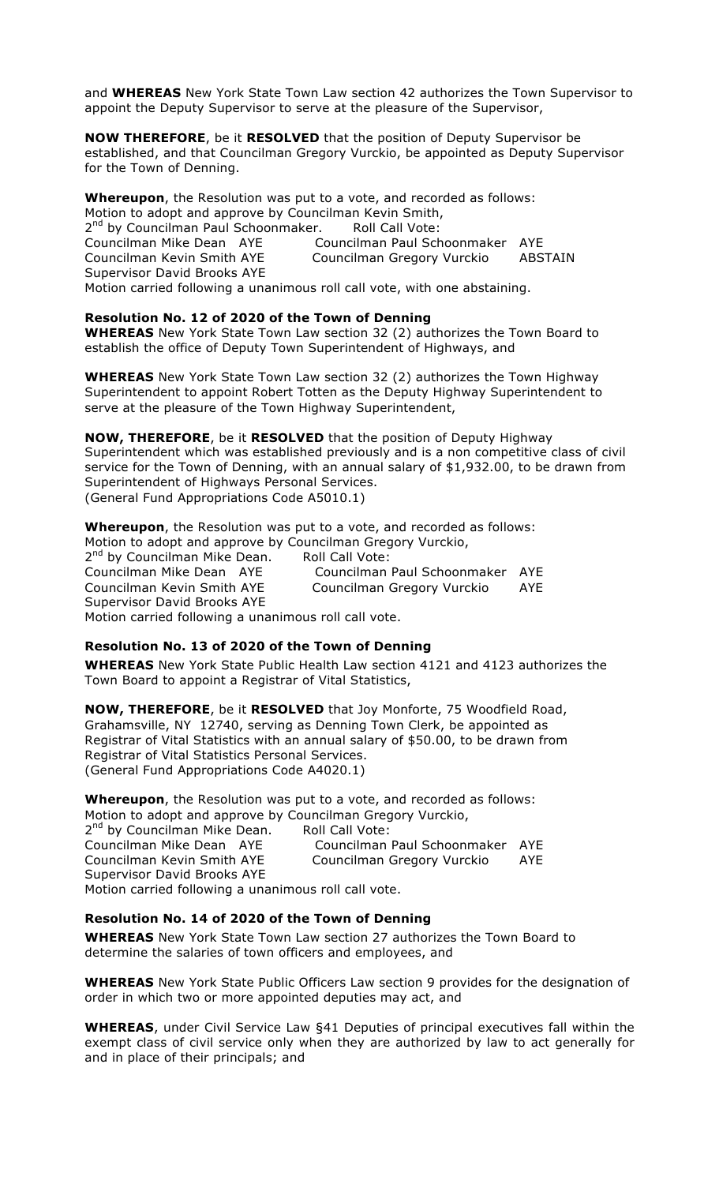and **WHEREAS** New York State Town Law section 42 authorizes the Town Supervisor to appoint the Deputy Supervisor to serve at the pleasure of the Supervisor,

**NOW THEREFORE**, be it **RESOLVED** that the position of Deputy Supervisor be established, and that Councilman Gregory Vurckio, be appointed as Deputy Supervisor for the Town of Denning.

**Whereupon**, the Resolution was put to a vote, and recorded as follows:
Motion to adopt and approve by Councilman Kevin Smith,
2nd by Councilman Paul Schoonmaker. Roll Call Vote:
Councilman Mike Dean AYE Councilman Paul Schoonmaker AYE
Councilman Kevin Smith AYE Councilman Gregory Vurckio ABSTAIN
Supervisor David Brooks AYE
Motion carried following a unanimous roll call vote, with one abstaining.

**Resolution No. 12 of 2020 of the Town of Denning**

**WHEREAS** New York State Town Law section 32 (2) authorizes the Town Board to establish the office of Deputy Town Superintendent of Highways, and

**WHEREAS** New York State Town Law section 32 (2) authorizes the Town Highway Superintendent to appoint Robert Totten as the Deputy Highway Superintendent to serve at the pleasure of the Town Highway Superintendent,

**NOW, THEREFORE**, be it **RESOLVED** that the position of Deputy Highway Superintendent which was established previously and is a non competitive class of civil service for the Town of Denning, with an annual salary of $1,932.00, to be drawn from Superintendent of Highways Personal Services.
(General Fund Appropriations Code A5010.1)

**Whereupon**, the Resolution was put to a vote, and recorded as follows:
Motion to adopt and approve by Councilman Gregory Vurckio,
2nd by Councilman Mike Dean. Roll Call Vote:
Councilman Mike Dean AYE Councilman Paul Schoonmaker AYE
Councilman Kevin Smith AYE Councilman Gregory Vurckio AYE
Supervisor David Brooks AYE
Motion carried following a unanimous roll call vote.

**Resolution No. 13 of 2020 of the Town of Denning**

**WHEREAS** New York State Public Health Law section 4121 and 4123 authorizes the Town Board to appoint a Registrar of Vital Statistics,

**NOW, THEREFORE**, be it **RESOLVED** that Joy Monforte, 75 Woodfield Road, Grahamsville, NY 12740, serving as Denning Town Clerk, be appointed as Registrar of Vital Statistics with an annual salary of $50.00, to be drawn from Registrar of Vital Statistics Personal Services.
(General Fund Appropriations Code A4020.1)

**Whereupon**, the Resolution was put to a vote, and recorded as follows:
Motion to adopt and approve by Councilman Gregory Vurckio,
2nd by Councilman Mike Dean. Roll Call Vote:
Councilman Mike Dean AYE Councilman Paul Schoonmaker AYE
Councilman Kevin Smith AYE Councilman Gregory Vurckio AYE
Supervisor David Brooks AYE
Motion carried following a unanimous roll call vote.

**Resolution No. 14 of 2020 of the Town of Denning**

**WHEREAS** New York State Town Law section 27 authorizes the Town Board to determine the salaries of town officers and employees, and

**WHEREAS** New York State Public Officers Law section 9 provides for the designation of order in which two or more appointed deputies may act, and

**WHEREAS**, under Civil Service Law §41 Deputies of principal executives fall within the exempt class of civil service only when they are authorized by law to act generally for and in place of their principals; and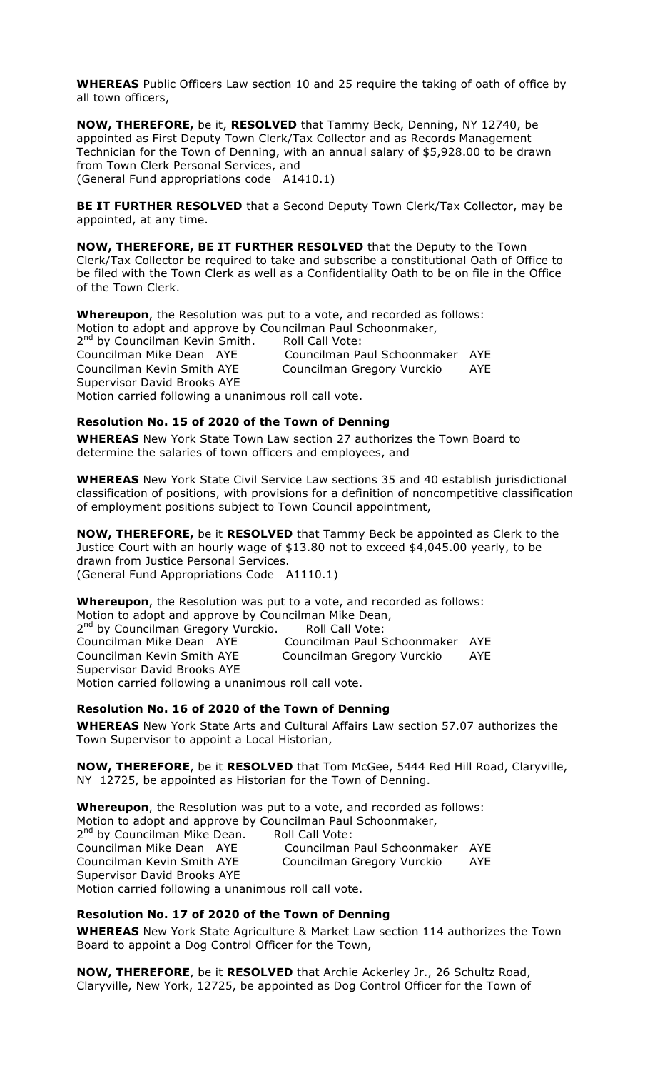**WHEREAS** Public Officers Law section 10 and 25 require the taking of oath of office by all town officers,

**NOW, THEREFORE,** be it, **RESOLVED** that Tammy Beck, Denning, NY 12740, be appointed as First Deputy Town Clerk/Tax Collector and as Records Management Technician for the Town of Denning, with an annual salary of $5,928.00 to be drawn from Town Clerk Personal Services, and
(General Fund appropriations code A1410.1)

**BE IT FURTHER RESOLVED** that a Second Deputy Town Clerk/Tax Collector, may be appointed, at any time.

**NOW, THEREFORE, BE IT FURTHER RESOLVED** that the Deputy to the Town Clerk/Tax Collector be required to take and subscribe a constitutional Oath of Office to be filed with the Town Clerk as well as a Confidentiality Oath to be on file in the Office of the Town Clerk.

**Whereupon**, the Resolution was put to a vote, and recorded as follows:
Motion to adopt and approve by Councilman Paul Schoonmaker,
2nd by Councilman Kevin Smith. Roll Call Vote:
Councilman Mike Dean AYE Councilman Paul Schoonmaker AYE
Councilman Kevin Smith AYE Councilman Gregory Vurckio AYE
Supervisor David Brooks AYE
Motion carried following a unanimous roll call vote.

### Resolution No. 15 of 2020 of the Town of Denning

**WHEREAS** New York State Town Law section 27 authorizes the Town Board to determine the salaries of town officers and employees, and

**WHEREAS** New York State Civil Service Law sections 35 and 40 establish jurisdictional classification of positions, with provisions for a definition of noncompetitive classification of employment positions subject to Town Council appointment,

**NOW, THEREFORE,** be it **RESOLVED** that Tammy Beck be appointed as Clerk to the Justice Court with an hourly wage of $13.80 not to exceed $4,045.00 yearly, to be drawn from Justice Personal Services.
(General Fund Appropriations Code A1110.1)

**Whereupon**, the Resolution was put to a vote, and recorded as follows:
Motion to adopt and approve by Councilman Mike Dean,
2nd by Councilman Gregory Vurckio. Roll Call Vote:
Councilman Mike Dean AYE Councilman Paul Schoonmaker AYE
Councilman Kevin Smith AYE Councilman Gregory Vurckio AYE
Supervisor David Brooks AYE
Motion carried following a unanimous roll call vote.

### Resolution No. 16 of 2020 of the Town of Denning

**WHEREAS** New York State Arts and Cultural Affairs Law section 57.07 authorizes the Town Supervisor to appoint a Local Historian,

**NOW, THEREFORE**, be it **RESOLVED** that Tom McGee, 5444 Red Hill Road, Claryville, NY 12725, be appointed as Historian for the Town of Denning.

**Whereupon**, the Resolution was put to a vote, and recorded as follows:
Motion to adopt and approve by Councilman Paul Schoonmaker,
2nd by Councilman Mike Dean. Roll Call Vote:
Councilman Mike Dean AYE Councilman Paul Schoonmaker AYE
Councilman Kevin Smith AYE Councilman Gregory Vurckio AYE
Supervisor David Brooks AYE
Motion carried following a unanimous roll call vote.

### Resolution No. 17 of 2020 of the Town of Denning

**WHEREAS** New York State Agriculture & Market Law section 114 authorizes the Town Board to appoint a Dog Control Officer for the Town,

**NOW, THEREFORE**, be it **RESOLVED** that Archie Ackerley Jr., 26 Schultz Road, Claryville, New York, 12725, be appointed as Dog Control Officer for the Town of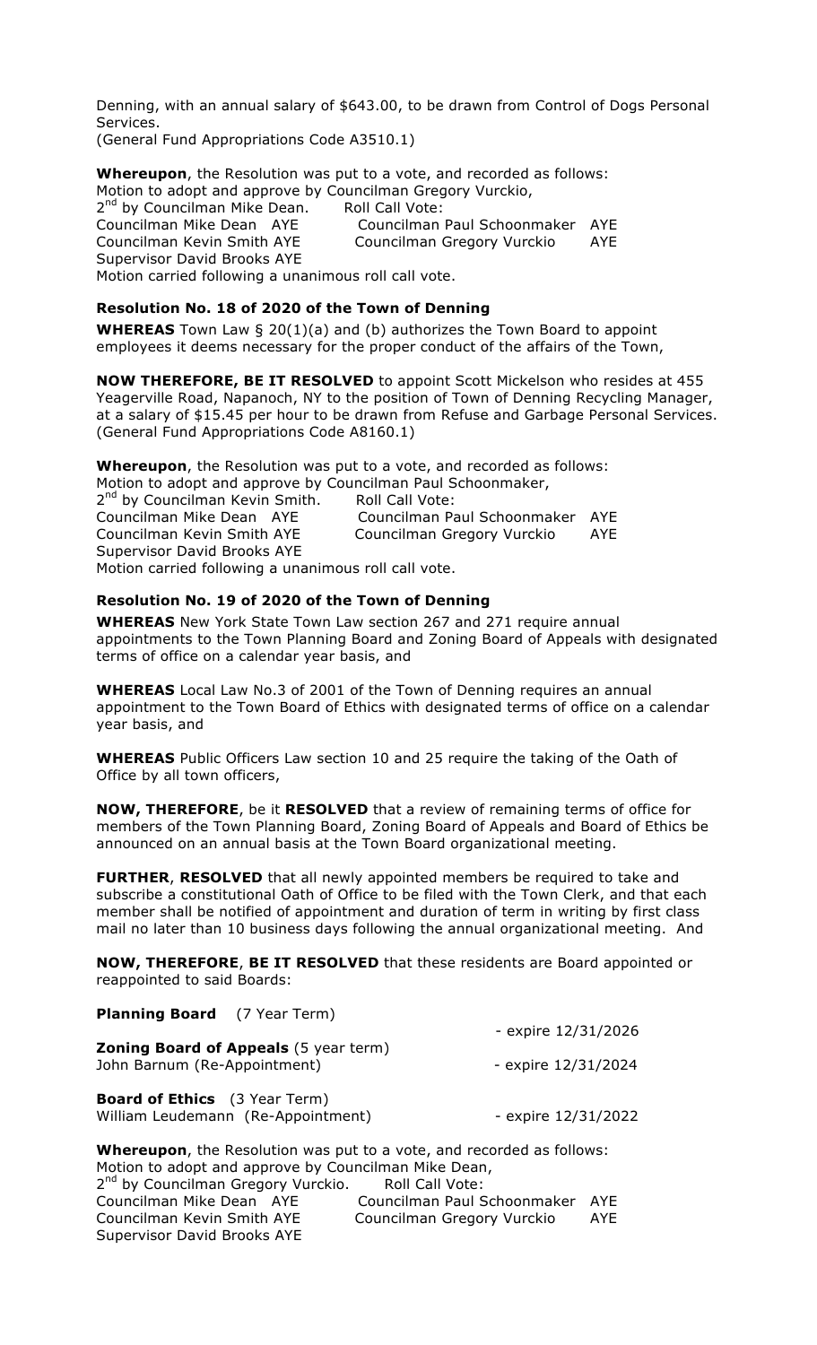Denning, with an annual salary of $643.00, to be drawn from Control of Dogs Personal Services.
(General Fund Appropriations Code A3510.1)

**Whereupon**, the Resolution was put to a vote, and recorded as follows:
Motion to adopt and approve by Councilman Gregory Vurckio,
2[nd] by Councilman Mike Dean. Roll Call Vote:
Councilman Mike Dean AYE Councilman Paul Schoonmaker AYE
Councilman Kevin Smith AYE Councilman Gregory Vurckio AYE
Supervisor David Brooks AYE
Motion carried following a unanimous roll call vote.

**Resolution No. 18 of 2020 of the Town of Denning**

**WHEREAS** Town Law § 20(1)(a) and (b) authorizes the Town Board to appoint employees it deems necessary for the proper conduct of the affairs of the Town,

**NOW THEREFORE, BE IT RESOLVED** to appoint Scott Mickelson who resides at 455 Yeagerville Road, Napanoch, NY to the position of Town of Denning Recycling Manager, at a salary of $15.45 per hour to be drawn from Refuse and Garbage Personal Services. (General Fund Appropriations Code A8160.1)

**Whereupon**, the Resolution was put to a vote, and recorded as follows:
Motion to adopt and approve by Councilman Paul Schoonmaker,
2[nd] by Councilman Kevin Smith. Roll Call Vote:
Councilman Mike Dean AYE Councilman Paul Schoonmaker AYE
Councilman Kevin Smith AYE Councilman Gregory Vurckio AYE
Supervisor David Brooks AYE
Motion carried following a unanimous roll call vote.

**Resolution No. 19 of 2020 of the Town of Denning**

**WHEREAS** New York State Town Law section 267 and 271 require annual appointments to the Town Planning Board and Zoning Board of Appeals with designated terms of office on a calendar year basis, and

**WHEREAS** Local Law No.3 of 2001 of the Town of Denning requires an annual appointment to the Town Board of Ethics with designated terms of office on a calendar year basis, and

**WHEREAS** Public Officers Law section 10 and 25 require the taking of the Oath of Office by all town officers,

**NOW, THEREFORE**, be it **RESOLVED** that a review of remaining terms of office for members of the Town Planning Board, Zoning Board of Appeals and Board of Ethics be announced on an annual basis at the Town Board organizational meeting.

**FURTHER**, **RESOLVED** that all newly appointed members be required to take and subscribe a constitutional Oath of Office to be filed with the Town Clerk, and that each member shall be notified of appointment and duration of term in writing by first class mail no later than 10 business days following the annual organizational meeting. And

**NOW, THEREFORE**, **BE IT RESOLVED** that these residents are Board appointed or reappointed to said Boards:

**Planning Board** (7 Year Term)
- expire 12/31/2026

**Zoning Board of Appeals** (5 year term)
John Barnum (Re-Appointment) - expire 12/31/2024

**Board of Ethics** (3 Year Term)
William Leudemann (Re-Appointment) - expire 12/31/2022

**Whereupon**, the Resolution was put to a vote, and recorded as follows:
Motion to adopt and approve by Councilman Mike Dean,
2[nd] by Councilman Gregory Vurckio. Roll Call Vote:
Councilman Mike Dean AYE Councilman Paul Schoonmaker AYE
Councilman Kevin Smith AYE Councilman Gregory Vurckio AYE
Supervisor David Brooks AYE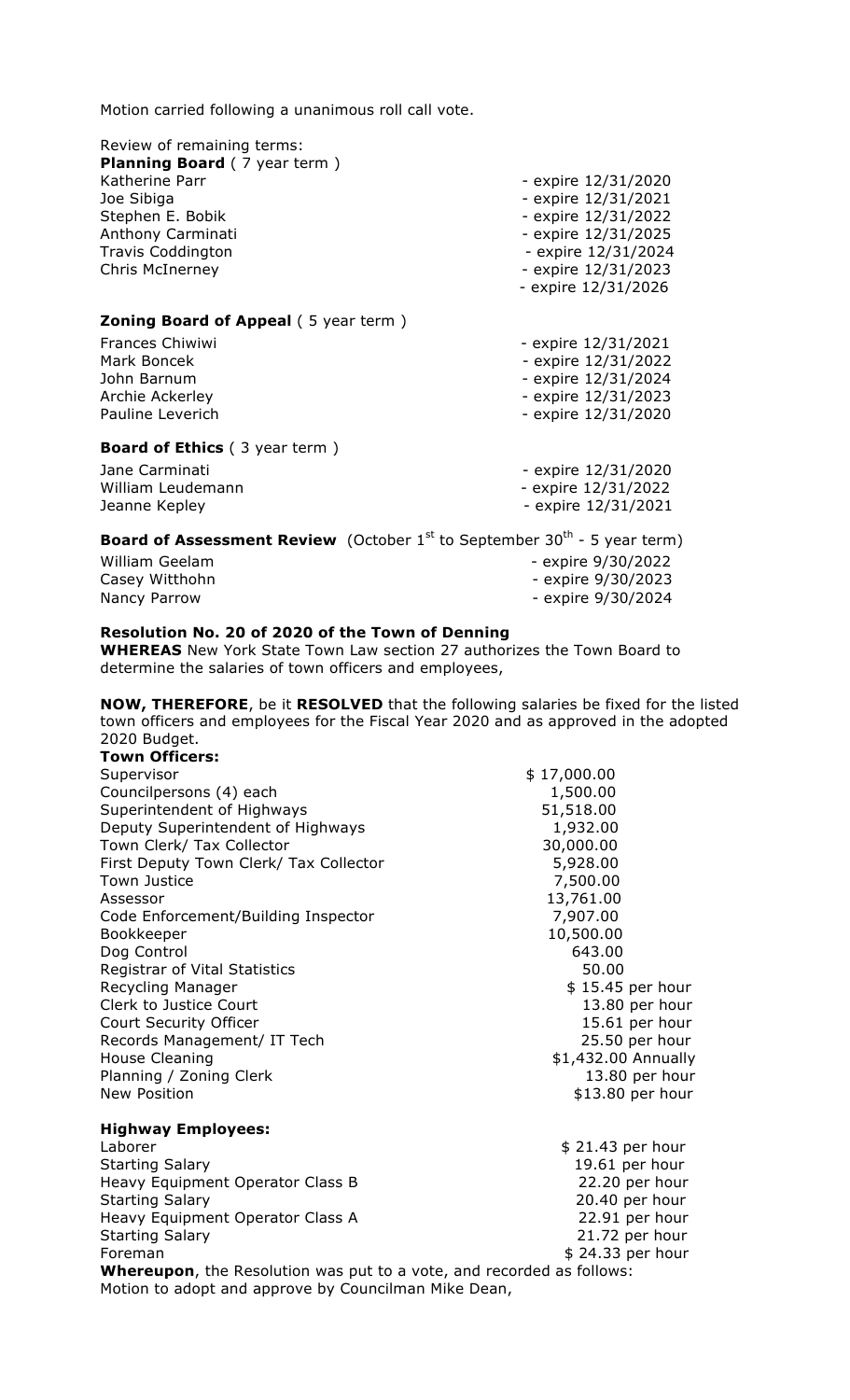Motion carried following a unanimous roll call vote.

Review of remaining terms:

**Planning Board** ( 7 year term )

| | |
|---|---|
| Katherine Parr | - expire 12/31/2020 |
| Joe Sibiga | - expire 12/31/2021 |
| Stephen E. Bobik | - expire 12/31/2022 |
| Anthony Carminati | - expire 12/31/2025 |
| Travis Coddington | - expire 12/31/2024 |
| Chris McInerney | - expire 12/31/2023 |
| | - expire 12/31/2026 |

**Zoning Board of Appeal** ( 5 year term )

| | |
|---|---|
| Frances Chiwiwi | - expire 12/31/2021 |
| Mark Boncek | - expire 12/31/2022 |
| John Barnum | - expire 12/31/2024 |
| Archie Ackerley | - expire 12/31/2023 |
| Pauline Leverich | - expire 12/31/2020 |

**Board of Ethics** ( 3 year term )

| | |
|---|---|
| Jane Carminati | - expire 12/31/2020 |
| William Leudemann | - expire 12/31/2022 |
| Jeanne Kepley | - expire 12/31/2021 |

**Board of Assessment Review** (October 1st to September 30th - 5 year term)

| | |
|---|---|
| William Geelam | - expire 9/30/2022 |
| Casey Witthohn | - expire 9/30/2023 |
| Nancy Parrow | - expire 9/30/2024 |

**Resolution No. 20 of 2020 of the Town of Denning**

**WHEREAS** New York State Town Law section 27 authorizes the Town Board to determine the salaries of town officers and employees,

**NOW, THEREFORE**, be it **RESOLVED** that the following salaries be fixed for the listed town officers and employees for the Fiscal Year 2020 and as approved in the adopted 2020 Budget.

**Town Officers:**

| | |
|---|---|
| Supervisor | $ 17,000.00 |
| Councilpersons (4) each | 1,500.00 |
| Superintendent of Highways | 51,518.00 |
| Deputy Superintendent of Highways | 1,932.00 |
| Town Clerk/ Tax Collector | 30,000.00 |
| First Deputy Town Clerk/ Tax Collector | 5,928.00 |
| Town Justice | 7,500.00 |
| Assessor | 13,761.00 |
| Code Enforcement/Building Inspector | 7,907.00 |
| Bookkeeper | 10,500.00 |
| Dog Control | 643.00 |
| Registrar of Vital Statistics | 50.00 |
| Recycling Manager | $ 15.45 per hour |
| Clerk to Justice Court | 13.80 per hour |
| Court Security Officer | 15.61 per hour |
| Records Management/ IT Tech | 25.50 per hour |
| House Cleaning | $1,432.00 Annually |
| Planning / Zoning Clerk | 13.80 per hour |
| New Position | $13.80 per hour |

**Highway Employees:**

| | |
|---|---|
| Laborer | $ 21.43 per hour |
| Starting Salary | 19.61 per hour |
| Heavy Equipment Operator Class B | 22.20 per hour |
| Starting Salary | 20.40 per hour |
| Heavy Equipment Operator Class A | 22.91 per hour |
| Starting Salary | 21.72 per hour |
| Foreman | $ 24.33 per hour |

**Whereupon**, the Resolution was put to a vote, and recorded as follows:
Motion to adopt and approve by Councilman Mike Dean,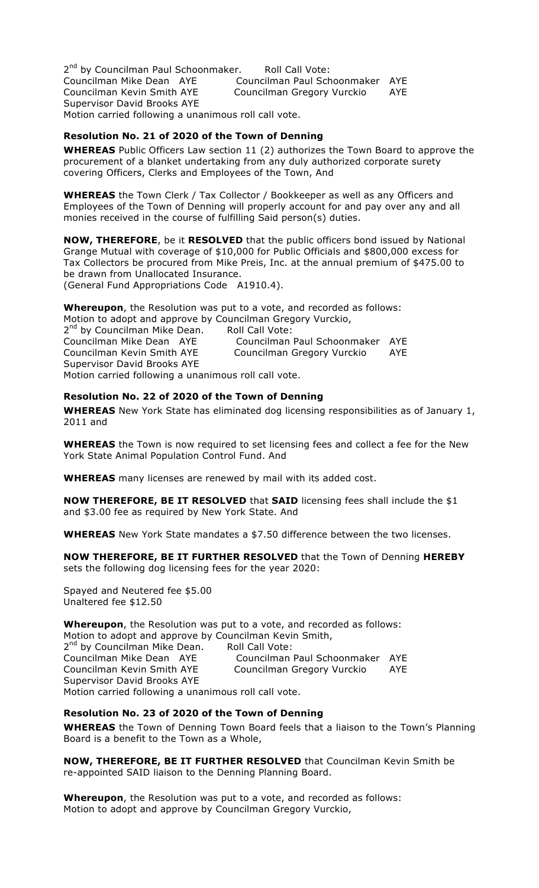2nd by Councilman Paul Schoonmaker. Roll Call Vote:
Councilman Mike Dean AYE Councilman Paul Schoonmaker AYE
Councilman Kevin Smith AYE Councilman Gregory Vurckio AYE
Supervisor David Brooks AYE
Motion carried following a unanimous roll call vote.

**Resolution No. 21 of 2020 of the Town of Denning**

**WHEREAS** Public Officers Law section 11 (2) authorizes the Town Board to approve the procurement of a blanket undertaking from any duly authorized corporate surety covering Officers, Clerks and Employees of the Town, And

**WHEREAS** the Town Clerk / Tax Collector / Bookkeeper as well as any Officers and Employees of the Town of Denning will properly account for and pay over any and all monies received in the course of fulfilling Said person(s) duties.

**NOW, THEREFORE**, be it **RESOLVED** that the public officers bond issued by National Grange Mutual with coverage of $10,000 for Public Officials and $800,000 excess for Tax Collectors be procured from Mike Preis, Inc. at the annual premium of $475.00 to be drawn from Unallocated Insurance.
(General Fund Appropriations Code A1910.4).

**Whereupon**, the Resolution was put to a vote, and recorded as follows:
Motion to adopt and approve by Councilman Gregory Vurckio,
2nd by Councilman Mike Dean. Roll Call Vote:
Councilman Mike Dean AYE Councilman Paul Schoonmaker AYE
Councilman Kevin Smith AYE Councilman Gregory Vurckio AYE
Supervisor David Brooks AYE
Motion carried following a unanimous roll call vote.

**Resolution No. 22 of 2020 of the Town of Denning**

**WHEREAS** New York State has eliminated dog licensing responsibilities as of January 1, 2011 and

**WHEREAS** the Town is now required to set licensing fees and collect a fee for the New York State Animal Population Control Fund. And

**WHEREAS** many licenses are renewed by mail with its added cost.

**NOW THEREFORE, BE IT RESOLVED** that **SAID** licensing fees shall include the $1 and $3.00 fee as required by New York State. And

**WHEREAS** New York State mandates a $7.50 difference between the two licenses.

**NOW THEREFORE, BE IT FURTHER RESOLVED** that the Town of Denning **HEREBY** sets the following dog licensing fees for the year 2020:

Spayed and Neutered fee $5.00
Unaltered fee $12.50

**Whereupon**, the Resolution was put to a vote, and recorded as follows:
Motion to adopt and approve by Councilman Kevin Smith,
2nd by Councilman Mike Dean. Roll Call Vote:
Councilman Mike Dean AYE Councilman Paul Schoonmaker AYE
Councilman Kevin Smith AYE Councilman Gregory Vurckio AYE
Supervisor David Brooks AYE
Motion carried following a unanimous roll call vote.

**Resolution No. 23 of 2020 of the Town of Denning**

**WHEREAS** the Town of Denning Town Board feels that a liaison to the Town's Planning Board is a benefit to the Town as a Whole,

**NOW, THEREFORE, BE IT FURTHER RESOLVED** that Councilman Kevin Smith be re-appointed SAID liaison to the Denning Planning Board.

**Whereupon**, the Resolution was put to a vote, and recorded as follows:
Motion to adopt and approve by Councilman Gregory Vurckio,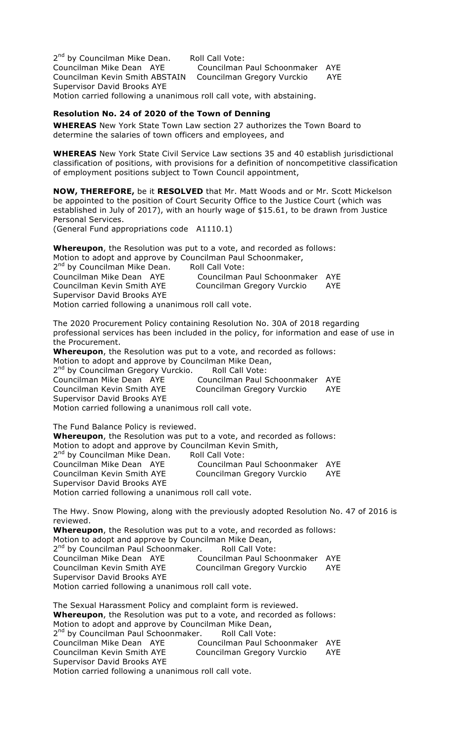2nd by Councilman Mike Dean. Roll Call Vote:
Councilman Mike Dean AYE Councilman Paul Schoonmaker AYE
Councilman Kevin Smith ABSTAIN Councilman Gregory Vurckio AYE
Supervisor David Brooks AYE
Motion carried following a unanimous roll call vote, with abstaining.

**Resolution No. 24 of 2020 of the Town of Denning**

**WHEREAS** New York State Town Law section 27 authorizes the Town Board to determine the salaries of town officers and employees, and

**WHEREAS** New York State Civil Service Law sections 35 and 40 establish jurisdictional classification of positions, with provisions for a definition of noncompetitive classification of employment positions subject to Town Council appointment,

**NOW, THEREFORE,** be it **RESOLVED** that Mr. Matt Woods and or Mr. Scott Mickelson be appointed to the position of Court Security Office to the Justice Court (which was established in July of 2017), with an hourly wage of $15.61, to be drawn from Justice Personal Services.
(General Fund appropriations code A1110.1)

**Whereupon**, the Resolution was put to a vote, and recorded as follows:
Motion to adopt and approve by Councilman Paul Schoonmaker,
2nd by Councilman Mike Dean. Roll Call Vote:
Councilman Mike Dean AYE Councilman Paul Schoonmaker AYE
Councilman Kevin Smith AYE Councilman Gregory Vurckio AYE
Supervisor David Brooks AYE
Motion carried following a unanimous roll call vote.

The 2020 Procurement Policy containing Resolution No. 30A of 2018 regarding professional services has been included in the policy, for information and ease of use in the Procurement.
**Whereupon**, the Resolution was put to a vote, and recorded as follows:
Motion to adopt and approve by Councilman Mike Dean,
2nd by Councilman Gregory Vurckio. Roll Call Vote:
Councilman Mike Dean AYE Councilman Paul Schoonmaker AYE
Councilman Kevin Smith AYE Councilman Gregory Vurckio AYE
Supervisor David Brooks AYE
Motion carried following a unanimous roll call vote.

The Fund Balance Policy is reviewed.
**Whereupon**, the Resolution was put to a vote, and recorded as follows:
Motion to adopt and approve by Councilman Kevin Smith,
2nd by Councilman Mike Dean. Roll Call Vote:
Councilman Mike Dean AYE Councilman Paul Schoonmaker AYE
Councilman Kevin Smith AYE Councilman Gregory Vurckio AYE
Supervisor David Brooks AYE
Motion carried following a unanimous roll call vote.

The Hwy. Snow Plowing, along with the previously adopted Resolution No. 47 of 2016 is reviewed.
**Whereupon**, the Resolution was put to a vote, and recorded as follows:
Motion to adopt and approve by Councilman Mike Dean,
2nd by Councilman Paul Schoonmaker. Roll Call Vote:
Councilman Mike Dean AYE Councilman Paul Schoonmaker AYE
Councilman Kevin Smith AYE Councilman Gregory Vurckio AYE
Supervisor David Brooks AYE
Motion carried following a unanimous roll call vote.

The Sexual Harassment Policy and complaint form is reviewed.
**Whereupon**, the Resolution was put to a vote, and recorded as follows:
Motion to adopt and approve by Councilman Mike Dean,
2nd by Councilman Paul Schoonmaker. Roll Call Vote:
Councilman Mike Dean AYE Councilman Paul Schoonmaker AYE
Councilman Kevin Smith AYE Councilman Gregory Vurckio AYE
Supervisor David Brooks AYE
Motion carried following a unanimous roll call vote.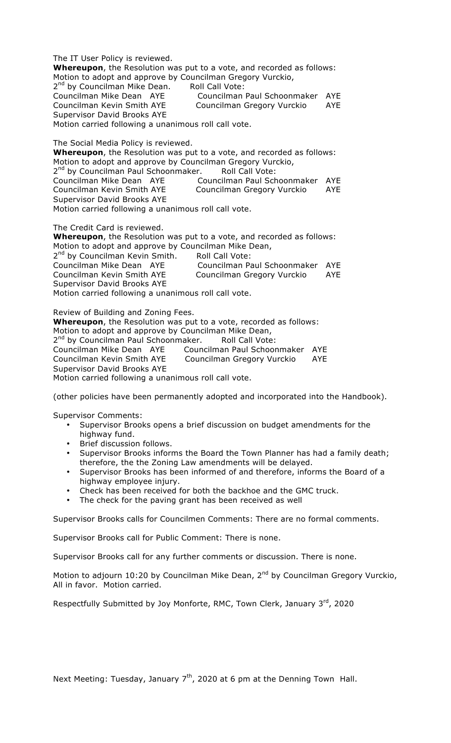The IT User Policy is reviewed.
**Whereupon**, the Resolution was put to a vote, and recorded as follows:
Motion to adopt and approve by Councilman Gregory Vurckio,
2nd by Councilman Mike Dean. Roll Call Vote:

Councilman Mike Dean AYE Councilman Paul Schoonmaker AYE
Councilman Kevin Smith AYE Councilman Gregory Vurckio AYE
Supervisor David Brooks AYE

Motion carried following a unanimous roll call vote.

The Social Media Policy is reviewed.
**Whereupon**, the Resolution was put to a vote, and recorded as follows:
Motion to adopt and approve by Councilman Gregory Vurckio,
2nd by Councilman Paul Schoonmaker. Roll Call Vote:

Councilman Mike Dean AYE Councilman Paul Schoonmaker AYE
Councilman Kevin Smith AYE Councilman Gregory Vurckio AYE
Supervisor David Brooks AYE

Motion carried following a unanimous roll call vote.

The Credit Card is reviewed.
**Whereupon**, the Resolution was put to a vote, and recorded as follows:
Motion to adopt and approve by Councilman Mike Dean,
2nd by Councilman Kevin Smith. Roll Call Vote:

Councilman Mike Dean AYE Councilman Paul Schoonmaker AYE
Councilman Kevin Smith AYE Councilman Gregory Vurckio AYE
Supervisor David Brooks AYE

Motion carried following a unanimous roll call vote.

Review of Building and Zoning Fees.
**Whereupon**, the Resolution was put to a vote, recorded as follows:
Motion to adopt and approve by Councilman Mike Dean,
2nd by Councilman Paul Schoonmaker. Roll Call Vote:

Councilman Mike Dean AYE Councilman Paul Schoonmaker AYE
Councilman Kevin Smith AYE Councilman Gregory Vurckio AYE
Supervisor David Brooks AYE

Motion carried following a unanimous roll call vote.

(other policies have been permanently adopted and incorporated into the Handbook).

Supervisor Comments:

- Supervisor Brooks opens a brief discussion on budget amendments for the highway fund.
- Brief discussion follows.
- Supervisor Brooks informs the Board the Town Planner has had a family death; therefore, the the Zoning Law amendments will be delayed.
- Supervisor Brooks has been informed of and therefore, informs the Board of a highway employee injury.
- Check has been received for both the backhoe and the GMC truck.
- The check for the paving grant has been received as well

Supervisor Brooks calls for Councilmen Comments: There are no formal comments.

Supervisor Brooks call for Public Comment: There is none.

Supervisor Brooks call for any further comments or discussion. There is none.

Motion to adjourn 10:20 by Councilman Mike Dean, 2nd by Councilman Gregory Vurckio, All in favor. Motion carried.

Respectfully Submitted by Joy Monforte, RMC, Town Clerk, January 3rd, 2020

Next Meeting: Tuesday, January 7th, 2020 at 6 pm at the Denning Town Hall.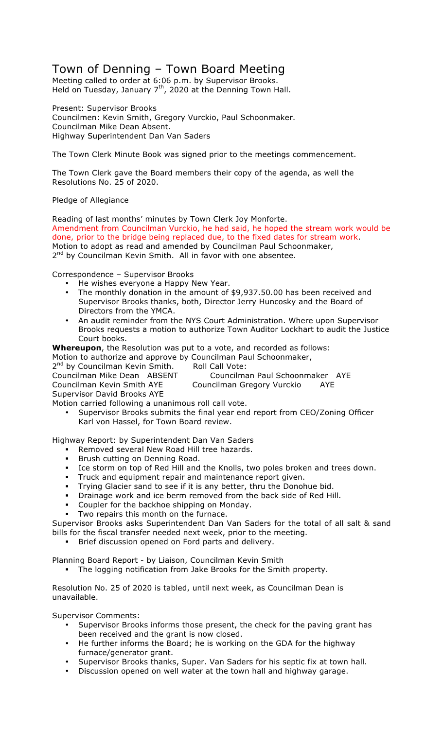# Town of Denning – Town Board Meeting

Meeting called to order at 6:06 p.m. by Supervisor Brooks.
Held on Tuesday, January 7th, 2020 at the Denning Town Hall.

Present: Supervisor Brooks
Councilmen: Kevin Smith, Gregory Vurckio, Paul Schoonmaker.
Councilman Mike Dean Absent.
Highway Superintendent Dan Van Saders

The Town Clerk Minute Book was signed prior to the meetings commencement.

The Town Clerk gave the Board members their copy of the agenda, as well the Resolutions No. 25 of 2020.

Pledge of Allegiance

Reading of last months' minutes by Town Clerk Joy Monforte.
Amendment from Councilman Vurckio, he had said, he hoped the stream work would be done, prior to the bridge being replaced due, to the fixed dates for stream work.
Motion to adopt as read and amended by Councilman Paul Schoonmaker,
2nd by Councilman Kevin Smith. All in favor with one absentee.

Correspondence – Supervisor Brooks

- He wishes everyone a Happy New Year.
- The monthly donation in the amount of $9,937.50.00 has been received and Supervisor Brooks thanks, both, Director Jerry Huncosky and the Board of Directors from the YMCA.
- An audit reminder from the NYS Court Administration. Where upon Supervisor Brooks requests a motion to authorize Town Auditor Lockhart to audit the Justice Court books.

**Whereupon**, the Resolution was put to a vote, and recorded as follows:
Motion to authorize and approve by Councilman Paul Schoonmaker,
2nd by Councilman Kevin Smith. Roll Call Vote:
Councilman Mike Dean ABSENT Councilman Paul Schoonmaker AYE
Councilman Kevin Smith AYE Councilman Gregory Vurckio AYE
Supervisor David Brooks AYE
Motion carried following a unanimous roll call vote.

- Supervisor Brooks submits the final year end report from CEO/Zoning Officer Karl von Hassel, for Town Board review.

Highway Report: by Superintendent Dan Van Saders

- Removed several New Road Hill tree hazards.
- Brush cutting on Denning Road.
- Ice storm on top of Red Hill and the Knolls, two poles broken and trees down.
- Truck and equipment repair and maintenance report given.
- Trying Glacier sand to see if it is any better, thru the Donohue bid.
- Drainage work and ice berm removed from the back side of Red Hill.
- Coupler for the backhoe shipping on Monday.
- Two repairs this month on the furnace.

Supervisor Brooks asks Superintendent Dan Van Saders for the total of all salt & sand bills for the fiscal transfer needed next week, prior to the meeting.

- Brief discussion opened on Ford parts and delivery.

Planning Board Report - by Liaison, Councilman Kevin Smith

- The logging notification from Jake Brooks for the Smith property.

Resolution No. 25 of 2020 is tabled, until next week, as Councilman Dean is unavailable.

Supervisor Comments:

- Supervisor Brooks informs those present, the check for the paving grant has been received and the grant is now closed.
- He further informs the Board; he is working on the GDA for the highway furnace/generator grant.
- Supervisor Brooks thanks, Super. Van Saders for his septic fix at town hall.
- Discussion opened on well water at the town hall and highway garage.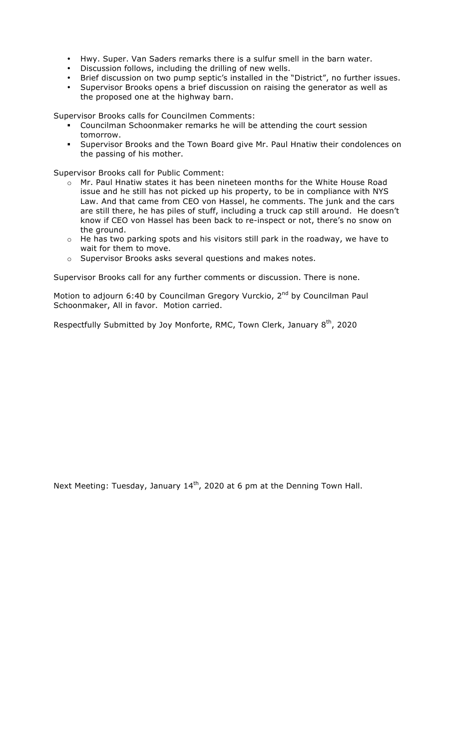- Hwy. Super. Van Saders remarks there is a sulfur smell in the barn water.
- Discussion follows, including the drilling of new wells.
- Brief discussion on two pump septic's installed in the "District", no further issues.
- Supervisor Brooks opens a brief discussion on raising the generator as well as the proposed one at the highway barn.

Supervisor Brooks calls for Councilmen Comments:

- Councilman Schoonmaker remarks he will be attending the court session tomorrow.
- Supervisor Brooks and the Town Board give Mr. Paul Hnatiw their condolences on the passing of his mother.

Supervisor Brooks call for Public Comment:

- Mr. Paul Hnatiw states it has been nineteen months for the White House Road issue and he still has not picked up his property, to be in compliance with NYS Law. And that came from CEO von Hassel, he comments. The junk and the cars are still there, he has piles of stuff, including a truck cap still around. He doesn't know if CEO von Hassel has been back to re-inspect or not, there's no snow on the ground.
- He has two parking spots and his visitors still park in the roadway, we have to wait for them to move.
- Supervisor Brooks asks several questions and makes notes.

Supervisor Brooks call for any further comments or discussion. There is none.

Motion to adjourn 6:40 by Councilman Gregory Vurckio, 2nd by Councilman Paul Schoonmaker, All in favor. Motion carried.

Respectfully Submitted by Joy Monforte, RMC, Town Clerk, January 8th, 2020

Next Meeting: Tuesday, January 14th, 2020 at 6 pm at the Denning Town Hall.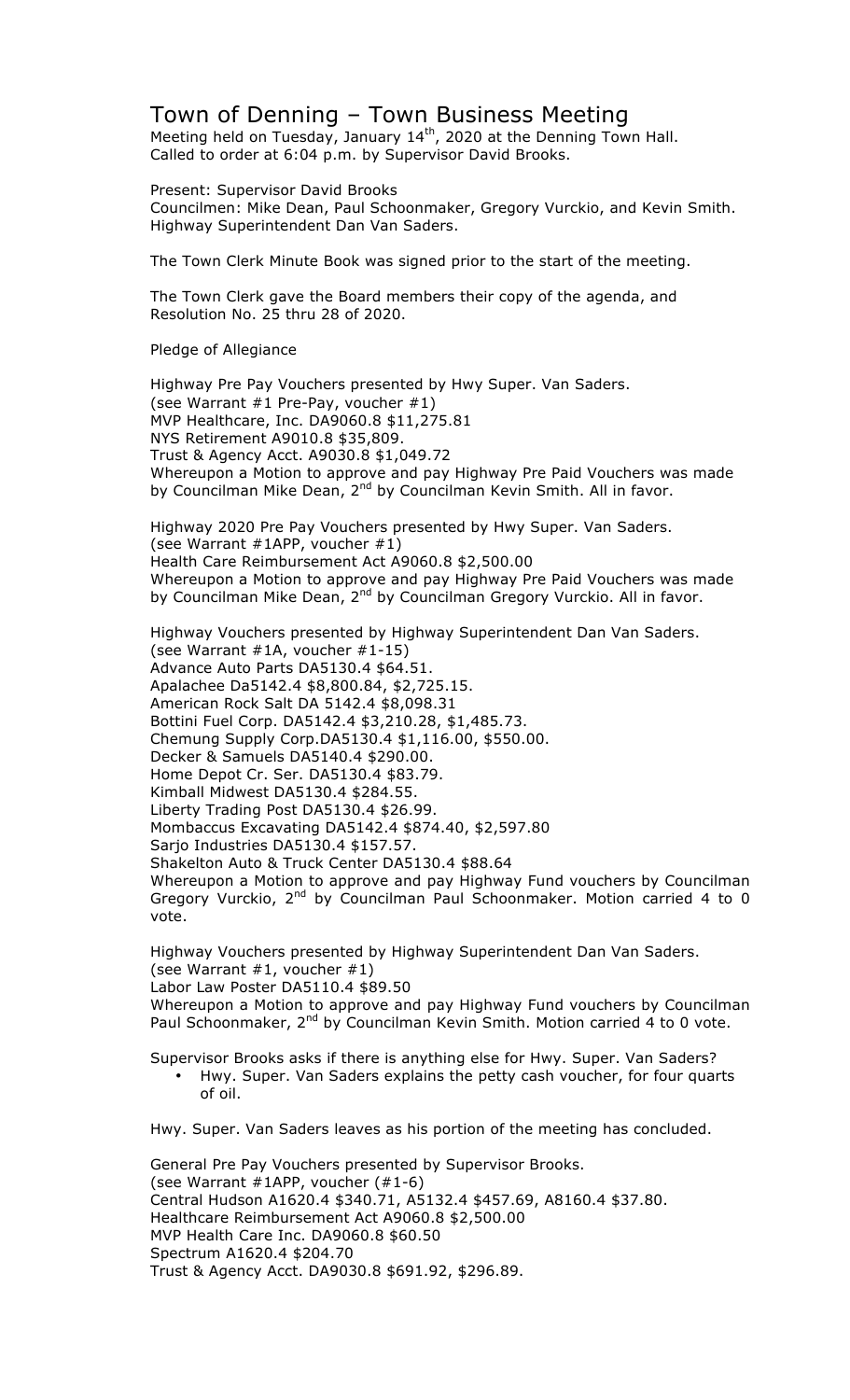# Town of Denning – Town Business Meeting

Meeting held on Tuesday, January 14th, 2020 at the Denning Town Hall.
Called to order at 6:04 p.m. by Supervisor David Brooks.

Present: Supervisor David Brooks
Councilmen: Mike Dean, Paul Schoonmaker, Gregory Vurckio, and Kevin Smith.
Highway Superintendent Dan Van Saders.

The Town Clerk Minute Book was signed prior to the start of the meeting.

The Town Clerk gave the Board members their copy of the agenda, and Resolution No. 25 thru 28 of 2020.

Pledge of Allegiance

Highway Pre Pay Vouchers presented by Hwy Super. Van Saders.
(see Warrant #1 Pre-Pay, voucher #1)
MVP Healthcare, Inc. DA9060.8 $11,275.81
NYS Retirement A9010.8 $35,809.
Trust & Agency Acct. A9030.8 $1,049.72
Whereupon a Motion to approve and pay Highway Pre Paid Vouchers was made by Councilman Mike Dean, 2nd by Councilman Kevin Smith. All in favor.

Highway 2020 Pre Pay Vouchers presented by Hwy Super. Van Saders.
(see Warrant #1APP, voucher #1)
Health Care Reimbursement Act A9060.8 $2,500.00
Whereupon a Motion to approve and pay Highway Pre Paid Vouchers was made by Councilman Mike Dean, 2nd by Councilman Gregory Vurckio. All in favor.

Highway Vouchers presented by Highway Superintendent Dan Van Saders.
(see Warrant #1A, voucher #1-15)
Advance Auto Parts DA5130.4 $64.51.
Apalachee Da5142.4 $8,800.84, $2,725.15.
American Rock Salt DA 5142.4 $8,098.31
Bottini Fuel Corp. DA5142.4 $3,210.28, $1,485.73.
Chemung Supply Corp.DA5130.4 $1,116.00, $550.00.
Decker & Samuels DA5140.4 $290.00.
Home Depot Cr. Ser. DA5130.4 $83.79.
Kimball Midwest DA5130.4 $284.55.
Liberty Trading Post DA5130.4 $26.99.
Mombaccus Excavating DA5142.4 $874.40, $2,597.80
Sarjo Industries DA5130.4 $157.57.
Shakelton Auto & Truck Center DA5130.4 $88.64
Whereupon a Motion to approve and pay Highway Fund vouchers by Councilman Gregory Vurckio, 2nd by Councilman Paul Schoonmaker. Motion carried 4 to 0 vote.

Highway Vouchers presented by Highway Superintendent Dan Van Saders.
(see Warrant #1, voucher #1)
Labor Law Poster DA5110.4 $89.50
Whereupon a Motion to approve and pay Highway Fund vouchers by Councilman Paul Schoonmaker, 2nd by Councilman Kevin Smith. Motion carried 4 to 0 vote.

Supervisor Brooks asks if there is anything else for Hwy. Super. Van Saders?

- Hwy. Super. Van Saders explains the petty cash voucher, for four quarts of oil.

Hwy. Super. Van Saders leaves as his portion of the meeting has concluded.

General Pre Pay Vouchers presented by Supervisor Brooks.
(see Warrant #1APP, voucher (#1-6)
Central Hudson A1620.4 $340.71, A5132.4 $457.69, A8160.4 $37.80.
Healthcare Reimbursement Act A9060.8 $2,500.00
MVP Health Care Inc. DA9060.8 $60.50
Spectrum A1620.4 $204.70
Trust & Agency Acct. DA9030.8 $691.92, $296.89.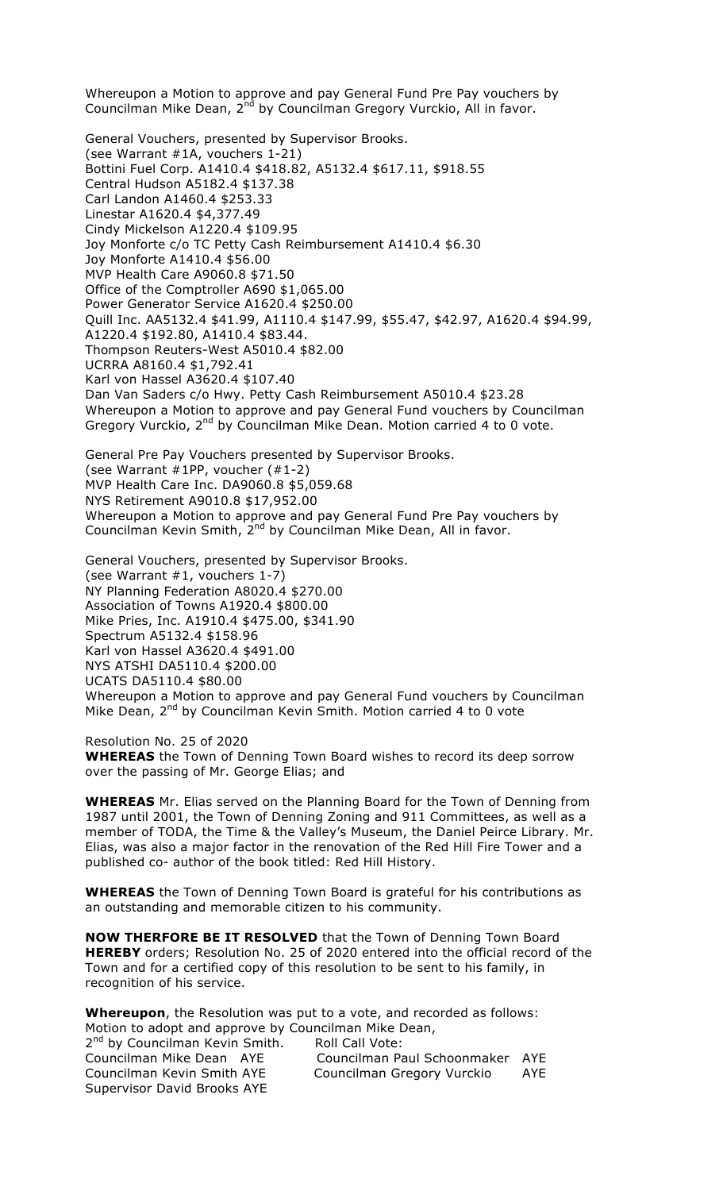Whereupon a Motion to approve and pay General Fund Pre Pay vouchers by Councilman Mike Dean, 2nd by Councilman Gregory Vurckio, All in favor.

General Vouchers, presented by Supervisor Brooks.
(see Warrant #1A, vouchers 1-21)
Bottini Fuel Corp. A1410.4 $418.82, A5132.4 $617.11, $918.55
Central Hudson A5182.4 $137.38
Carl Landon A1460.4 $253.33
Linestar A1620.4 $4,377.49
Cindy Mickelson A1220.4 $109.95
Joy Monforte c/o TC Petty Cash Reimbursement A1410.4 $6.30
Joy Monforte A1410.4 $56.00
MVP Health Care A9060.8 $71.50
Office of the Comptroller A690 $1,065.00
Power Generator Service A1620.4 $250.00
Quill Inc. AA5132.4 $41.99, A1110.4 $147.99, $55.47, $42.97, A1620.4 $94.99, A1220.4 $192.80, A1410.4 $83.44.
Thompson Reuters-West A5010.4 $82.00
UCRRA A8160.4 $1,792.41
Karl von Hassel A3620.4 $107.40
Dan Van Saders c/o Hwy. Petty Cash Reimbursement A5010.4 $23.28
Whereupon a Motion to approve and pay General Fund vouchers by Councilman Gregory Vurckio, 2nd by Councilman Mike Dean. Motion carried 4 to 0 vote.

General Pre Pay Vouchers presented by Supervisor Brooks.
(see Warrant #1PP, voucher (#1-2)
MVP Health Care Inc. DA9060.8 $5,059.68
NYS Retirement A9010.8 $17,952.00
Whereupon a Motion to approve and pay General Fund Pre Pay vouchers by Councilman Kevin Smith, 2nd by Councilman Mike Dean, All in favor.

General Vouchers, presented by Supervisor Brooks.
(see Warrant #1, vouchers 1-7)
NY Planning Federation A8020.4 $270.00
Association of Towns A1920.4 $800.00
Mike Pries, Inc. A1910.4 $475.00, $341.90
Spectrum A5132.4 $158.96
Karl von Hassel A3620.4 $491.00
NYS ATSHI DA5110.4 $200.00
UCATS DA5110.4 $80.00
Whereupon a Motion to approve and pay General Fund vouchers by Councilman Mike Dean, 2nd by Councilman Kevin Smith. Motion carried 4 to 0 vote

Resolution No. 25 of 2020
**WHEREAS** the Town of Denning Town Board wishes to record its deep sorrow over the passing of Mr. George Elias; and

**WHEREAS** Mr. Elias served on the Planning Board for the Town of Denning from 1987 until 2001, the Town of Denning Zoning and 911 Committees, as well as a member of TODA, the Time & the Valley's Museum, the Daniel Peirce Library. Mr. Elias, was also a major factor in the renovation of the Red Hill Fire Tower and a published co- author of the book titled: Red Hill History.

**WHEREAS** the Town of Denning Town Board is grateful for his contributions as an outstanding and memorable citizen to his community.

**NOW THERFORE BE IT RESOLVED** that the Town of Denning Town Board **HEREBY** orders; Resolution No. 25 of 2020 entered into the official record of the Town and for a certified copy of this resolution to be sent to his family, in recognition of his service.

**Whereupon**, the Resolution was put to a vote, and recorded as follows:
Motion to adopt and approve by Councilman Mike Dean,
2nd by Councilman Kevin Smith. Roll Call Vote:
Councilman Mike Dean AYE Councilman Paul Schoonmaker AYE
Councilman Kevin Smith AYE Councilman Gregory Vurckio AYE
Supervisor David Brooks AYE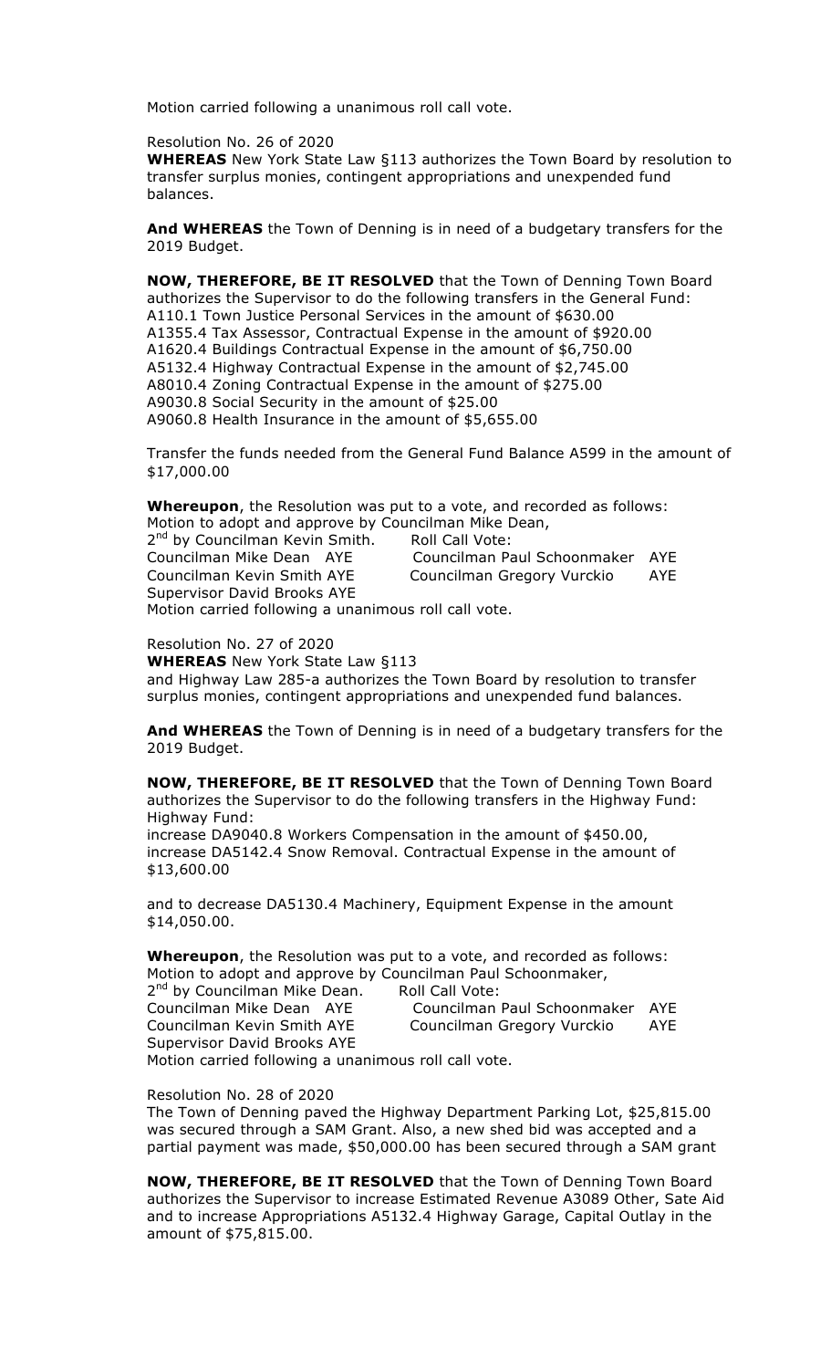Motion carried following a unanimous roll call vote.

Resolution No. 26 of 2020

**WHEREAS** New York State Law §113 authorizes the Town Board by resolution to transfer surplus monies, contingent appropriations and unexpended fund balances.

**And WHEREAS** the Town of Denning is in need of a budgetary transfers for the 2019 Budget.

**NOW, THEREFORE, BE IT RESOLVED** that the Town of Denning Town Board authorizes the Supervisor to do the following transfers in the General Fund:
A110.1 Town Justice Personal Services in the amount of $630.00
A1355.4 Tax Assessor, Contractual Expense in the amount of $920.00
A1620.4 Buildings Contractual Expense in the amount of $6,750.00
A5132.4 Highway Contractual Expense in the amount of $2,745.00
A8010.4 Zoning Contractual Expense in the amount of $275.00
A9030.8 Social Security in the amount of $25.00
A9060.8 Health Insurance in the amount of $5,655.00

Transfer the funds needed from the General Fund Balance A599 in the amount of $17,000.00

**Whereupon**, the Resolution was put to a vote, and recorded as follows:
Motion to adopt and approve by Councilman Mike Dean,
2nd by Councilman Kevin Smith. Roll Call Vote:
Councilman Mike Dean AYE Councilman Paul Schoonmaker AYE
Councilman Kevin Smith AYE Councilman Gregory Vurckio AYE
Supervisor David Brooks AYE
Motion carried following a unanimous roll call vote.

Resolution No. 27 of 2020

**WHEREAS** New York State Law §113
and Highway Law 285-a authorizes the Town Board by resolution to transfer surplus monies, contingent appropriations and unexpended fund balances.

**And WHEREAS** the Town of Denning is in need of a budgetary transfers for the 2019 Budget.

**NOW, THEREFORE, BE IT RESOLVED** that the Town of Denning Town Board authorizes the Supervisor to do the following transfers in the Highway Fund:
Highway Fund:
increase DA9040.8 Workers Compensation in the amount of $450.00,
increase DA5142.4 Snow Removal. Contractual Expense in the amount of $13,600.00

and to decrease DA5130.4 Machinery, Equipment Expense in the amount $14,050.00.

**Whereupon**, the Resolution was put to a vote, and recorded as follows:
Motion to adopt and approve by Councilman Paul Schoonmaker,
2nd by Councilman Mike Dean. Roll Call Vote:
Councilman Mike Dean AYE Councilman Paul Schoonmaker AYE
Councilman Kevin Smith AYE Councilman Gregory Vurckio AYE
Supervisor David Brooks AYE
Motion carried following a unanimous roll call vote.

Resolution No. 28 of 2020

The Town of Denning paved the Highway Department Parking Lot, $25,815.00 was secured through a SAM Grant. Also, a new shed bid was accepted and a partial payment was made, $50,000.00 has been secured through a SAM grant

**NOW, THEREFORE, BE IT RESOLVED** that the Town of Denning Town Board authorizes the Supervisor to increase Estimated Revenue A3089 Other, Sate Aid and to increase Appropriations A5132.4 Highway Garage, Capital Outlay in the amount of $75,815.00.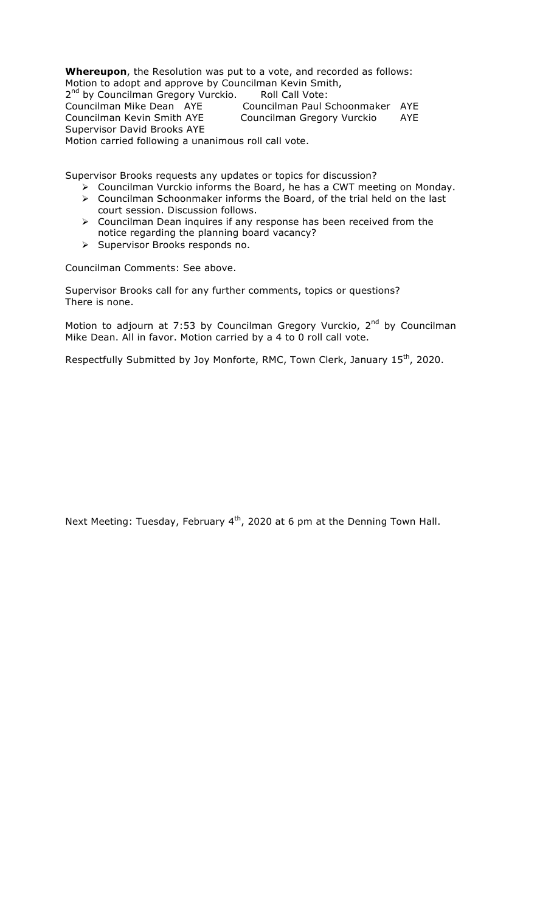**Whereupon**, the Resolution was put to a vote, and recorded as follows:
Motion to adopt and approve by Councilman Kevin Smith,
2nd by Councilman Gregory Vurckio. Roll Call Vote:
Councilman Mike Dean AYE Councilman Paul Schoonmaker AYE
Councilman Kevin Smith AYE Councilman Gregory Vurckio AYE
Supervisor David Brooks AYE
Motion carried following a unanimous roll call vote.

Supervisor Brooks requests any updates or topics for discussion?

- Councilman Vurckio informs the Board, he has a CWT meeting on Monday.
- Councilman Schoonmaker informs the Board, of the trial held on the last court session. Discussion follows.
- Councilman Dean inquires if any response has been received from the notice regarding the planning board vacancy?
- Supervisor Brooks responds no.

Councilman Comments: See above.

Supervisor Brooks call for any further comments, topics or questions?
There is none.

Motion to adjourn at 7:53 by Councilman Gregory Vurckio, 2nd by Councilman Mike Dean. All in favor. Motion carried by a 4 to 0 roll call vote.

Respectfully Submitted by Joy Monforte, RMC, Town Clerk, January 15th, 2020.

Next Meeting: Tuesday, February 4th, 2020 at 6 pm at the Denning Town Hall.